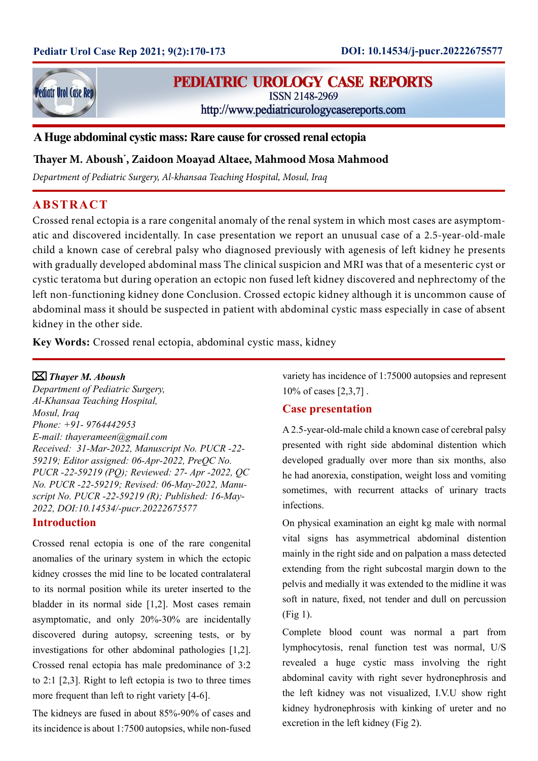# A Huge abdominal cystic mass: Rare cause for crossed renal ectopia

**Thayer M. Aboush*, Zaidoon Moayad Altaee, Mahmood Mosa Mahmood**

*Department of Pediatric Surgery, Al-khansaa Teaching Hospital, Mosul, Iraq*

## ABSTRACT

Crossed renal ectopia is a rare congenital anomaly of the renal system in which most cases are asymptomatic and discovered incidentally. In case presentation we report an unusual case of a 2.5-year-old-male child a known case of cerebral palsy who diagnosed previously with agenesis of left kidney he presents with gradually developed abdominal mass The clinical suspicion and MRI was that of a mesenteric cyst or cystic teratoma but during operation an ectopic non fused left kidney discovered and nephrectomy of the left non-functioning kidney done Conclusion. Crossed ectopic kidney although it is uncommon cause of abdominal mass it should be suspected in patient with abdominal cystic mass especially in case of absent kidney in the other side.

**Key Words:** Crossed renal ectopia, abdominal cystic mass, kidney

***Thayer M. Aboush***
*Department of Pediatric Surgery,*
*Al-Khansaa Teaching Hospital,*
*Mosul, Iraq*
*Phone: +91- 9764442953*
*E-mail: thayerameen@gmail.com*
*Received: 31-Mar-2022, Manuscript No. PUCR -22-59219; Editor assigned: 06-Apr-2022, PreQC No. PUCR -22-59219 (PQ); Reviewed: 27- Apr -2022, QC No. PUCR -22-59219; Revised: 06-May-2022, Manuscript No. PUCR -22-59219 (R); Published: 16-May-2022, DOI:10.14534/-pucr.20222675577*

## Introduction

Crossed renal ectopia is one of the rare congenital anomalies of the urinary system in which the ectopic kidney crosses the mid line to be located contralateral to its normal position while its ureter inserted to the bladder in its normal side [1,2]. Most cases remain asymptomatic, and only 20%-30% are incidentally discovered during autopsy, screening tests, or by investigations for other abdominal pathologies [1,2]. Crossed renal ectopia has male predominance of 3:2 to 2:1 [2,3]. Right to left ectopia is two to three times more frequent than left to right variety [4-6].

The kidneys are fused in about 85%-90% of cases and its incidence is about 1:7500 autopsies, while non-fused variety has incidence of 1:75000 autopsies and represent 10% of cases [2,3,7] .

## Case presentation

A 2.5-year-old-male child a known case of cerebral palsy presented with right side abdominal distention which developed gradually over more than six months, also he had anorexia, constipation, weight loss and vomiting sometimes, with recurrent attacks of urinary tracts infections.

On physical examination an eight kg male with normal vital signs has asymmetrical abdominal distention mainly in the right side and on palpation a mass detected extending from the right subcostal margin down to the pelvis and medially it was extended to the midline it was soft in nature, fixed, not tender and dull on percussion (Fig 1).

Complete blood count was normal a part from lymphocytosis, renal function test was normal, U/S revealed a huge cystic mass involving the right abdominal cavity with right sever hydronephrosis and the left kidney was not visualized, I.V.U show right kidney hydronephrosis with kinking of ureter and no excretion in the left kidney (Fig 2).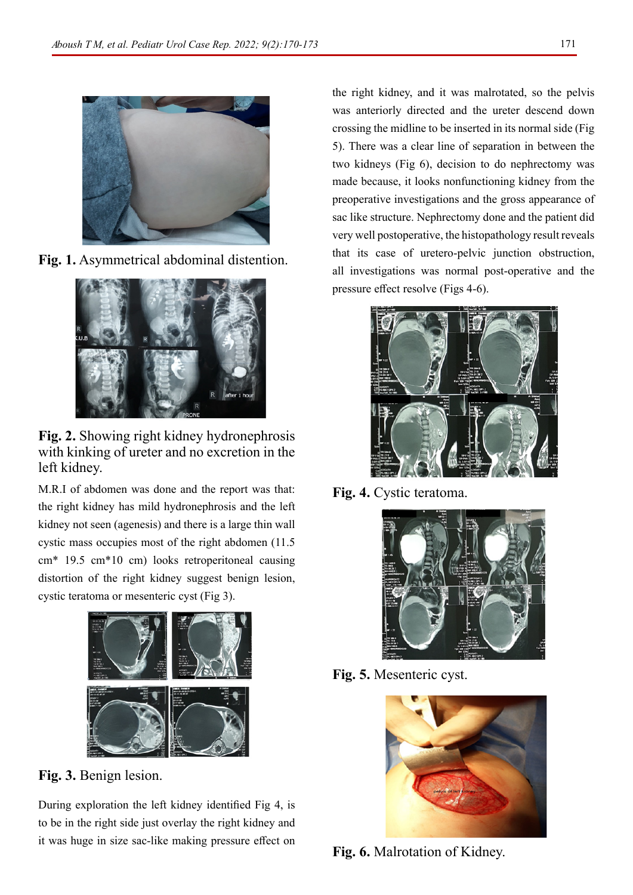Fig. 1. Asymmetrical abdominal distention.

Fig. 2. Showing right kidney hydronephrosis with kinking of ureter and no excretion in the left kidney.

M.R.I of abdomen was done and the report was that: the right kidney has mild hydronephrosis and the left kidney not seen (agenesis) and there is a large thin wall cystic mass occupies most of the right abdomen (11.5 cm* 19.5 cm*10 cm) looks retroperitoneal causing distortion of the right kidney suggest benign lesion, cystic teratoma or mesenteric cyst (Fig 3).

Fig. 3. Benign lesion.

During exploration the left kidney identified Fig 4, is to be in the right side just overlay the right kidney and it was huge in size sac-like making pressure effect on the right kidney, and it was malrotated, so the pelvis was anteriorly directed and the ureter descend down crossing the midline to be inserted in its normal side (Fig 5). There was a clear line of separation in between the two kidneys (Fig 6), decision to do nephrectomy was made because, it looks nonfunctioning kidney from the preoperative investigations and the gross appearance of sac like structure. Nephrectomy done and the patient did very well postoperative, the histopathology result reveals that its case of uretero-pelvic junction obstruction, all investigations was normal post-operative and the pressure effect resolve (Figs 4-6).

Fig. 4. Cystic teratoma.

Fig. 5. Mesenteric cyst.

Fig. 6. Malrotation of Kidney.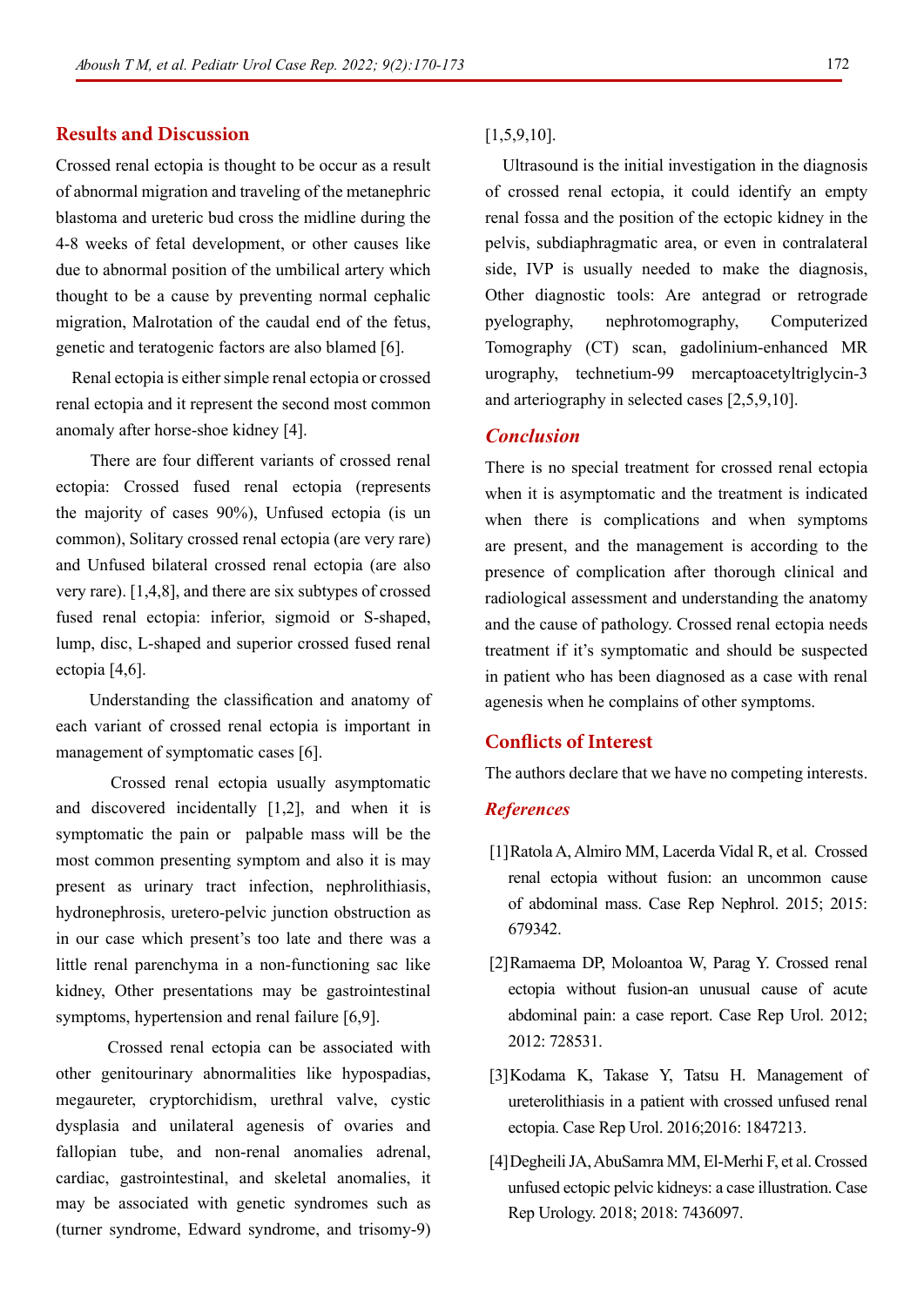## Results and Discussion

Crossed renal ectopia is thought to be occur as a result of abnormal migration and traveling of the metanephric blastoma and ureteric bud cross the midline during the 4-8 weeks of fetal development, or other causes like due to abnormal position of the umbilical artery which thought to be a cause by preventing normal cephalic migration, Malrotation of the caudal end of the fetus, genetic and teratogenic factors are also blamed [6].

Renal ectopia is either simple renal ectopia or crossed renal ectopia and it represent the second most common anomaly after horse-shoe kidney [4].

There are four different variants of crossed renal ectopia: Crossed fused renal ectopia (represents the majority of cases 90%), Unfused ectopia (is un common), Solitary crossed renal ectopia (are very rare) and Unfused bilateral crossed renal ectopia (are also very rare). [1,4,8], and there are six subtypes of crossed fused renal ectopia: inferior, sigmoid or S-shaped, lump, disc, L-shaped and superior crossed fused renal ectopia [4,6].

Understanding the classification and anatomy of each variant of crossed renal ectopia is important in management of symptomatic cases [6].

Crossed renal ectopia usually asymptomatic and discovered incidentally [1,2], and when it is symptomatic the pain or palpable mass will be the most common presenting symptom and also it is may present as urinary tract infection, nephrolithiasis, hydronephrosis, uretero-pelvic junction obstruction as in our case which present's too late and there was a little renal parenchyma in a non-functioning sac like kidney, Other presentations may be gastrointestinal symptoms, hypertension and renal failure [6,9].

Crossed renal ectopia can be associated with other genitourinary abnormalities like hypospadias, megaureter, cryptorchidism, urethral valve, cystic dysplasia and unilateral agenesis of ovaries and fallopian tube, and non-renal anomalies adrenal, cardiac, gastrointestinal, and skeletal anomalies, it may be associated with genetic syndromes such as (turner syndrome, Edward syndrome, and trisomy-9) [1,5,9,10].

Ultrasound is the initial investigation in the diagnosis of crossed renal ectopia, it could identify an empty renal fossa and the position of the ectopic kidney in the pelvis, subdiaphragmatic area, or even in contralateral side, IVP is usually needed to make the diagnosis, Other diagnostic tools: Are antegrad or retrograde pyelography, nephrotomography, Computerized Tomography (CT) scan, gadolinium-enhanced MR urography, technetium-99 mercaptoacetyltriglycin-3 and arteriography in selected cases [2,5,9,10].

## *Conclusion*

There is no special treatment for crossed renal ectopia when it is asymptomatic and the treatment is indicated when there is complications and when symptoms are present, and the management is according to the presence of complication after thorough clinical and radiological assessment and understanding the anatomy and the cause of pathology. Crossed renal ectopia needs treatment if it's symptomatic and should be suspected in patient who has been diagnosed as a case with renal agenesis when he complains of other symptoms.

## Conflicts of Interest

The authors declare that we have no competing interests.

## *References*

[1] Ratola A, Almiro MM, Lacerda Vidal R, et al. Crossed renal ectopia without fusion: an uncommon cause of abdominal mass. Case Rep Nephrol. 2015; 2015: 679342.

[2] Ramaema DP, Moloantoa W, Parag Y. Crossed renal ectopia without fusion-an unusual cause of acute abdominal pain: a case report. Case Rep Urol. 2012; 2012: 728531.

[3] Kodama K, Takase Y, Tatsu H. Management of ureterolithiasis in a patient with crossed unfused renal ectopia. Case Rep Urol. 2016;2016: 1847213.

[4] Degheili JA, AbuSamra MM, El-Merhi F, et al. Crossed unfused ectopic pelvic kidneys: a case illustration. Case Rep Urology. 2018; 2018: 7436097.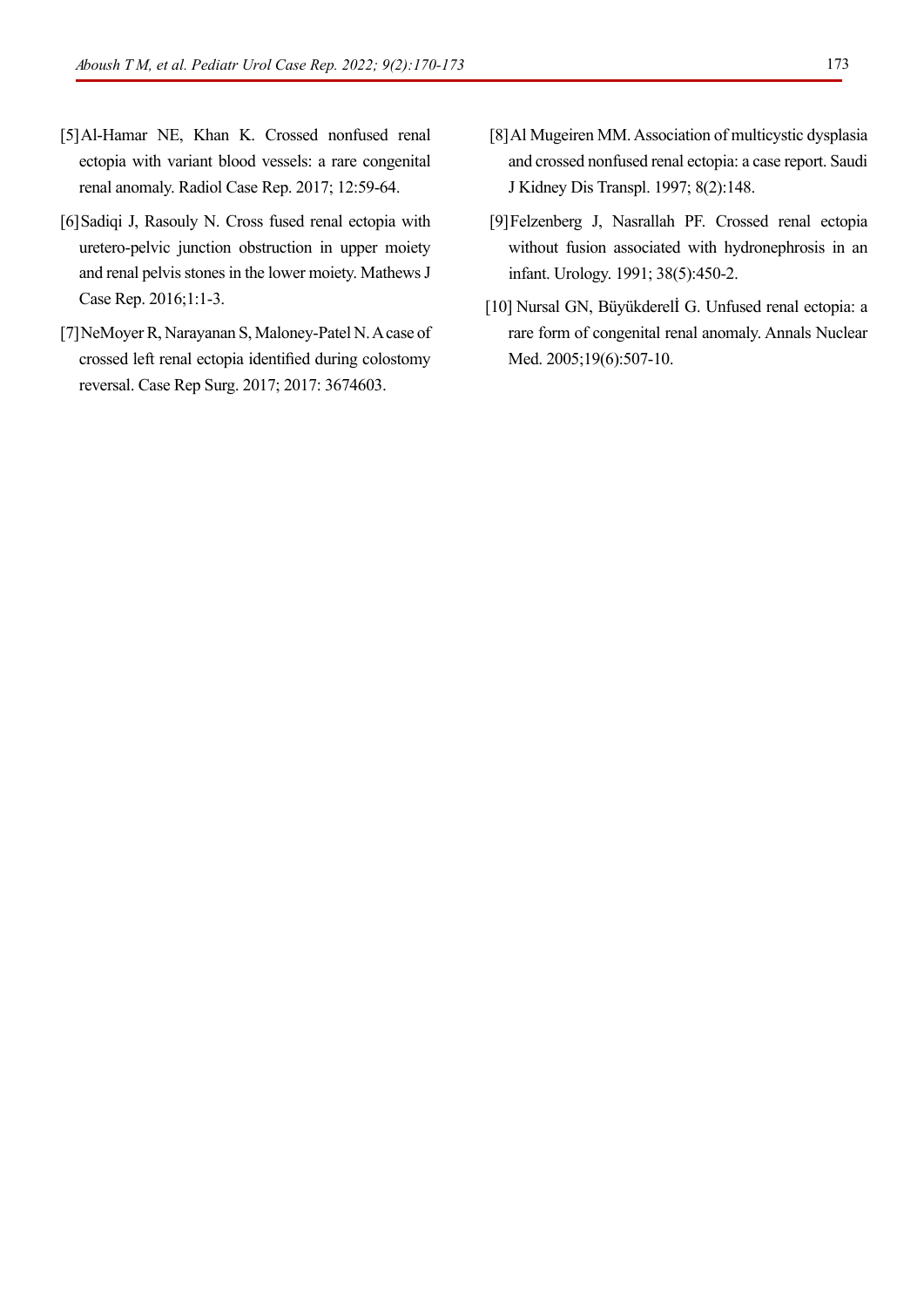[5] Al-Hamar NE, Khan K. Crossed nonfused renal ectopia with variant blood vessels: a rare congenital renal anomaly. Radiol Case Rep. 2017; 12:59-64.

[6] Sadiqi J, Rasouly N. Cross fused renal ectopia with uretero-pelvic junction obstruction in upper moiety and renal pelvis stones in the lower moiety. Mathews J Case Rep. 2016;1:1-3.

[7] NeMoyer R, Narayanan S, Maloney-Patel N. A case of crossed left renal ectopia identified during colostomy reversal. Case Rep Surg. 2017; 2017: 3674603.

[8] Al Mugeiren MM. Association of multicystic dysplasia and crossed nonfused renal ectopia: a case report. Saudi J Kidney Dis Transpl. 1997; 8(2):148.

[9] Felzenberg J, Nasrallah PF. Crossed renal ectopia without fusion associated with hydronephrosis in an infant. Urology. 1991; 38(5):450-2.

[10] Nursal GN, Büyükderelİ G. Unfused renal ectopia: a rare form of congenital renal anomaly. Annals Nuclear Med. 2005;19(6):507-10.